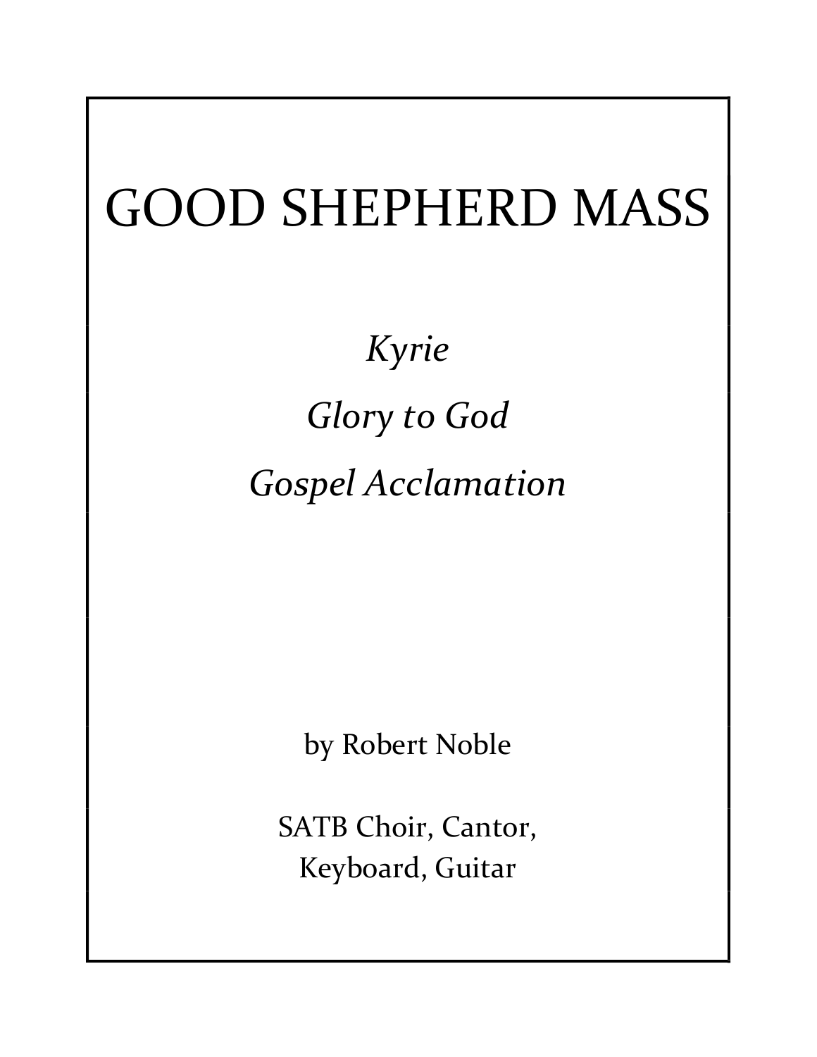# GOOD SHEPHERD MASS

*Kyrie*

*Glory to God*

*Gospel Acclamation*

by Robert Noble

SATB Choir, Cantor,
Keyboard, Guitar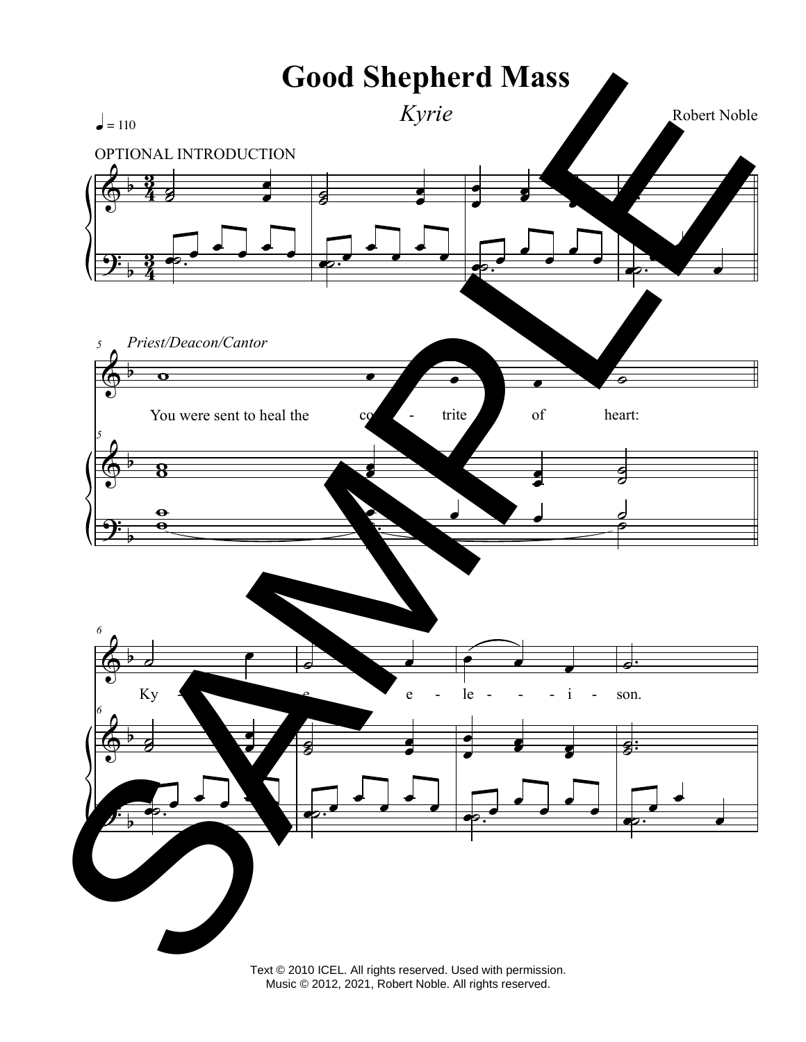# Good Shepherd Mass

*Kyrie*

Robert Noble

♩ = 110

OPTIONAL INTRODUCTION

*Priest/Deacon/Cantor*

You were sent to heal the contrite of heart:

Ky - rie e - le - i - son.

Text © 2010 ICEL. All rights reserved. Used with permission.
Music © 2012, 2021, Robert Noble. All rights reserved.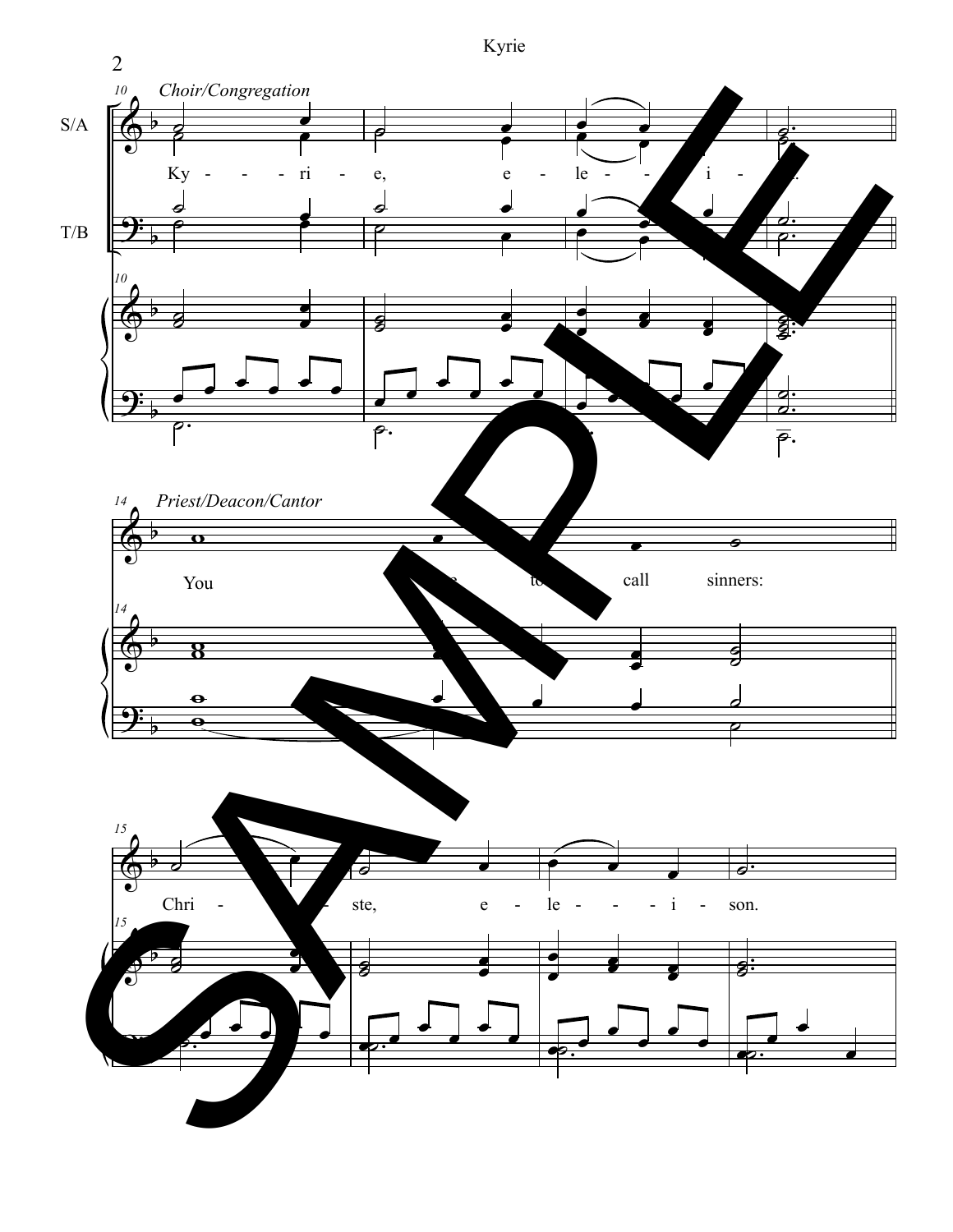*Choir/Congregation*

S/A

T/B

Ky - - - ri - e, e - le - - - i - .

*Priest/Deacon/Cantor*

You e to call sinners:

Chri - - ste, e - le - - - i - son.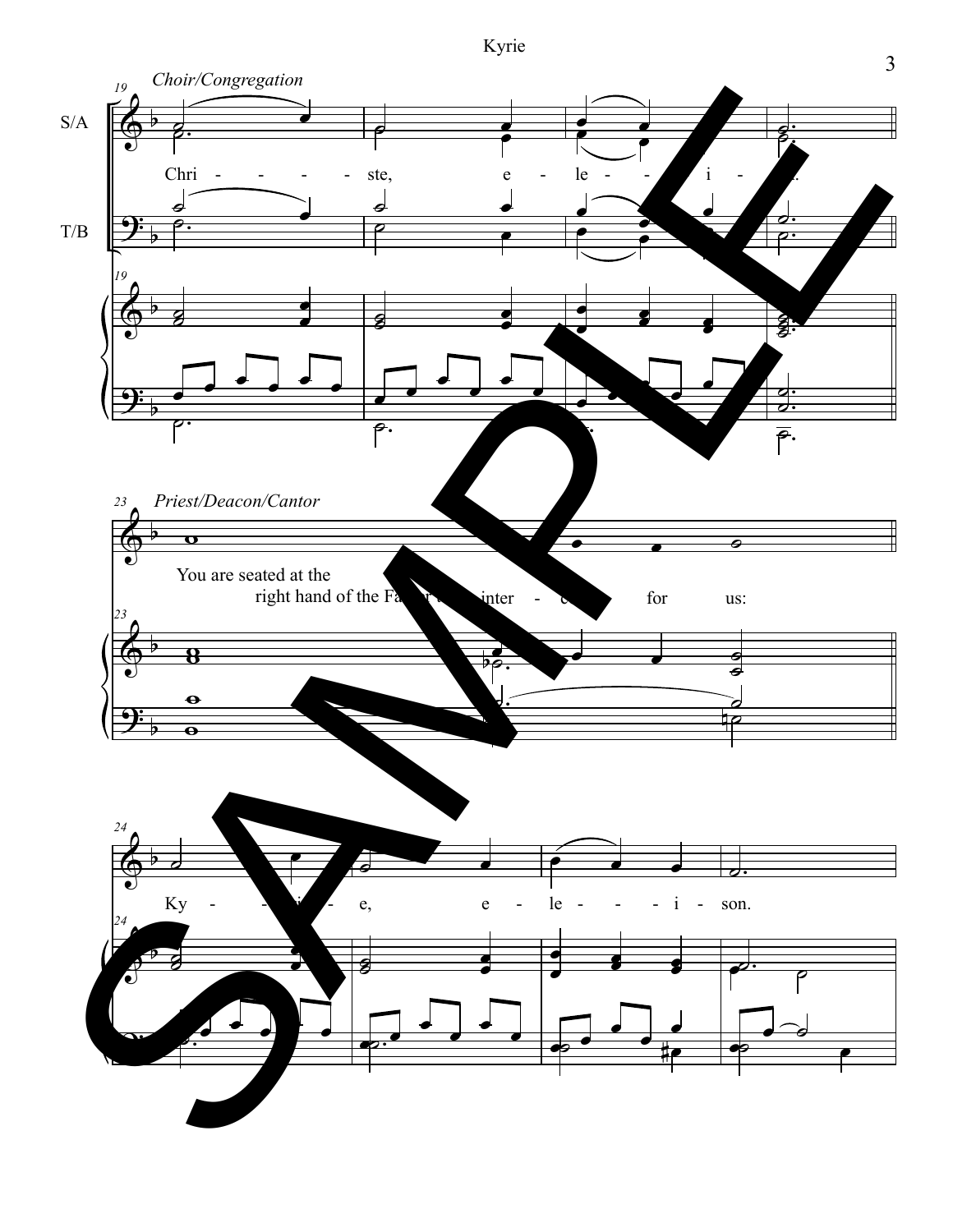*Choir/Congregation*

S/A

Chri - - - - ste, e - le - - i - son.

T/B

*Priest/Deacon/Cantor*

You are seated at the right hand of the Father to inter - cede for us:

Ky - - ri - e, e - le - - - i - son.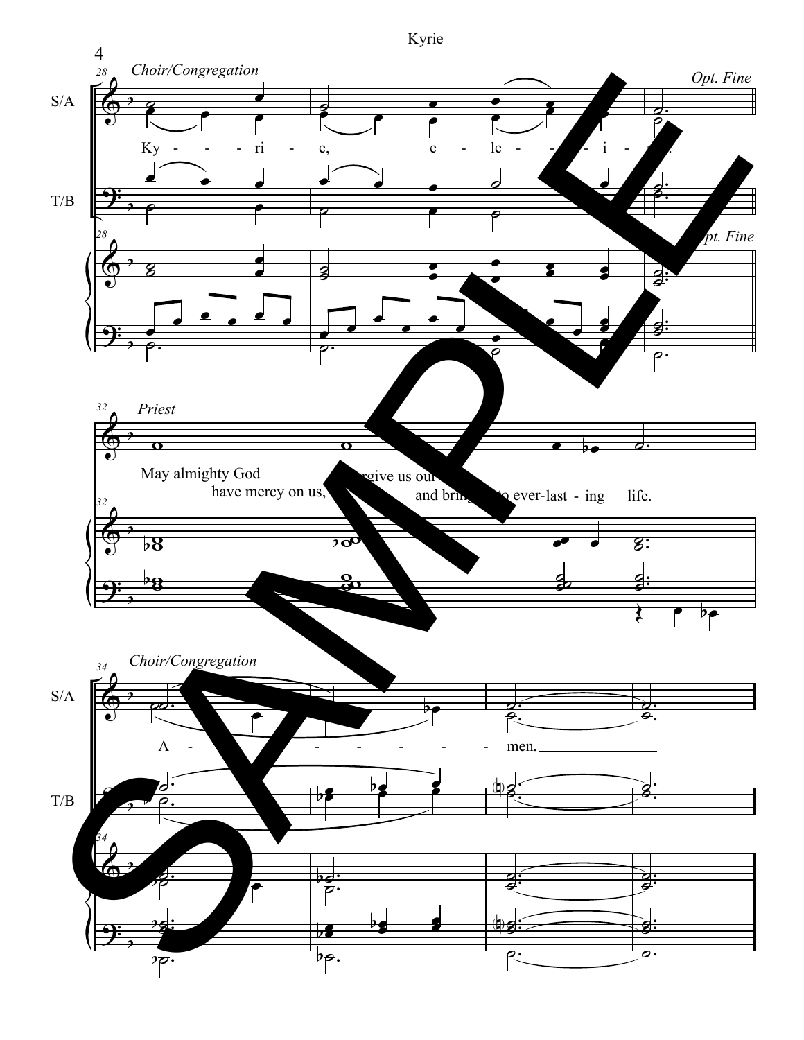*Choir/Congregation*

Ky - - ri - e, e - le - - - i - son.

*Opt. Fine*

*Priest*

May almighty God have mercy on us, forgive us our sins, and bring us to ever-last - ing life.

*Choir/Congregation*

A - - - - - - men.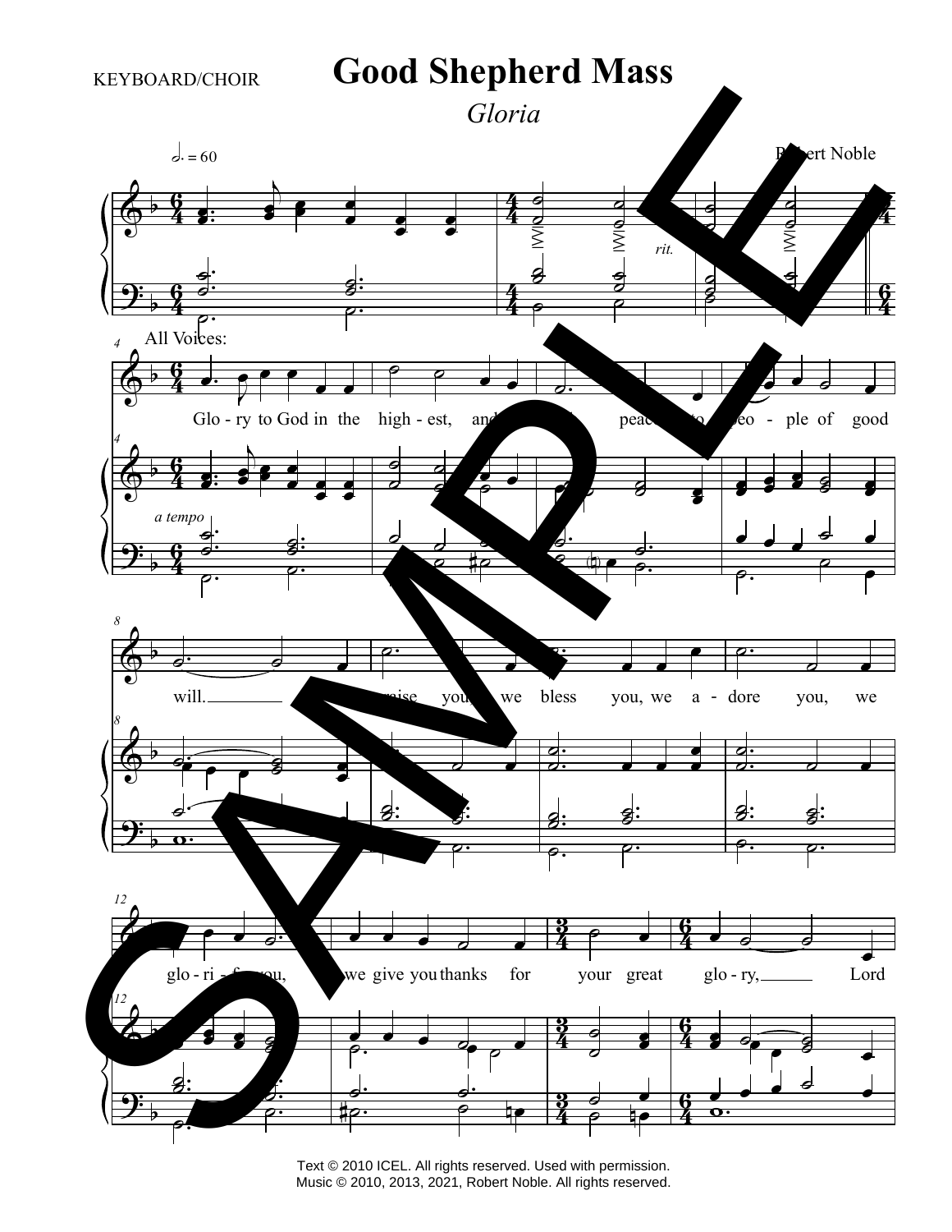KEYBOARD/CHOIR

# Good Shepherd Mass

## *Gloria*

Robert Noble

Glo - ry to God in the high - est, and on earth peace to peo - ple of good will. We praise you, we bless you, we a - dore you, we glo - ri - fy you, we give you thanks for your great glo - ry, Lord

Text © 2010 ICEL. All rights reserved. Used with permission.
Music © 2010, 2013, 2021, Robert Noble. All rights reserved.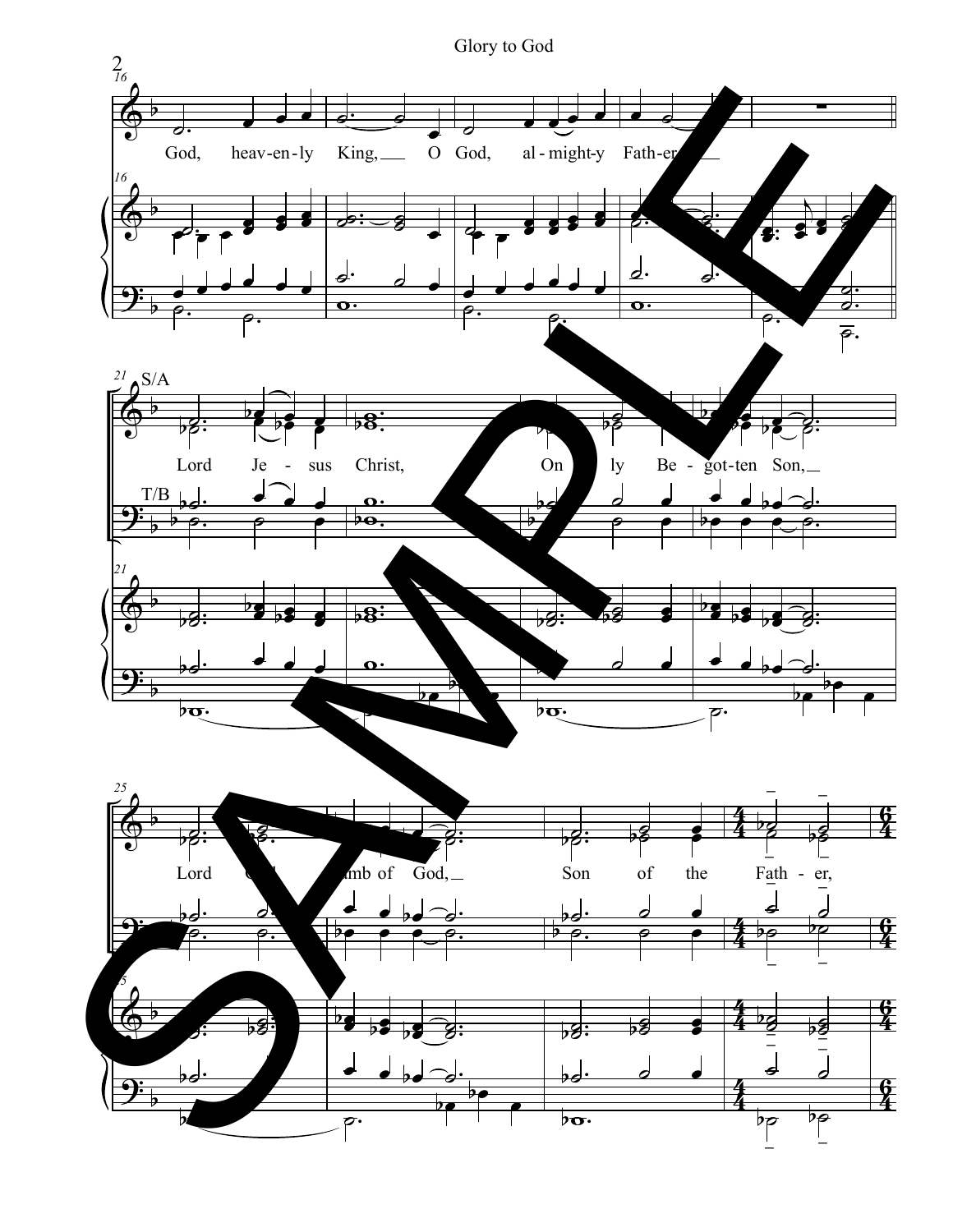Glory to God

God, heav-en-ly King, O God, al-might-y Fath-er,

S/A

Lord Je-sus Christ, On-ly Be-got-ten Son,

T/B

Lord God, Lamb of God, Son of the Fath-er,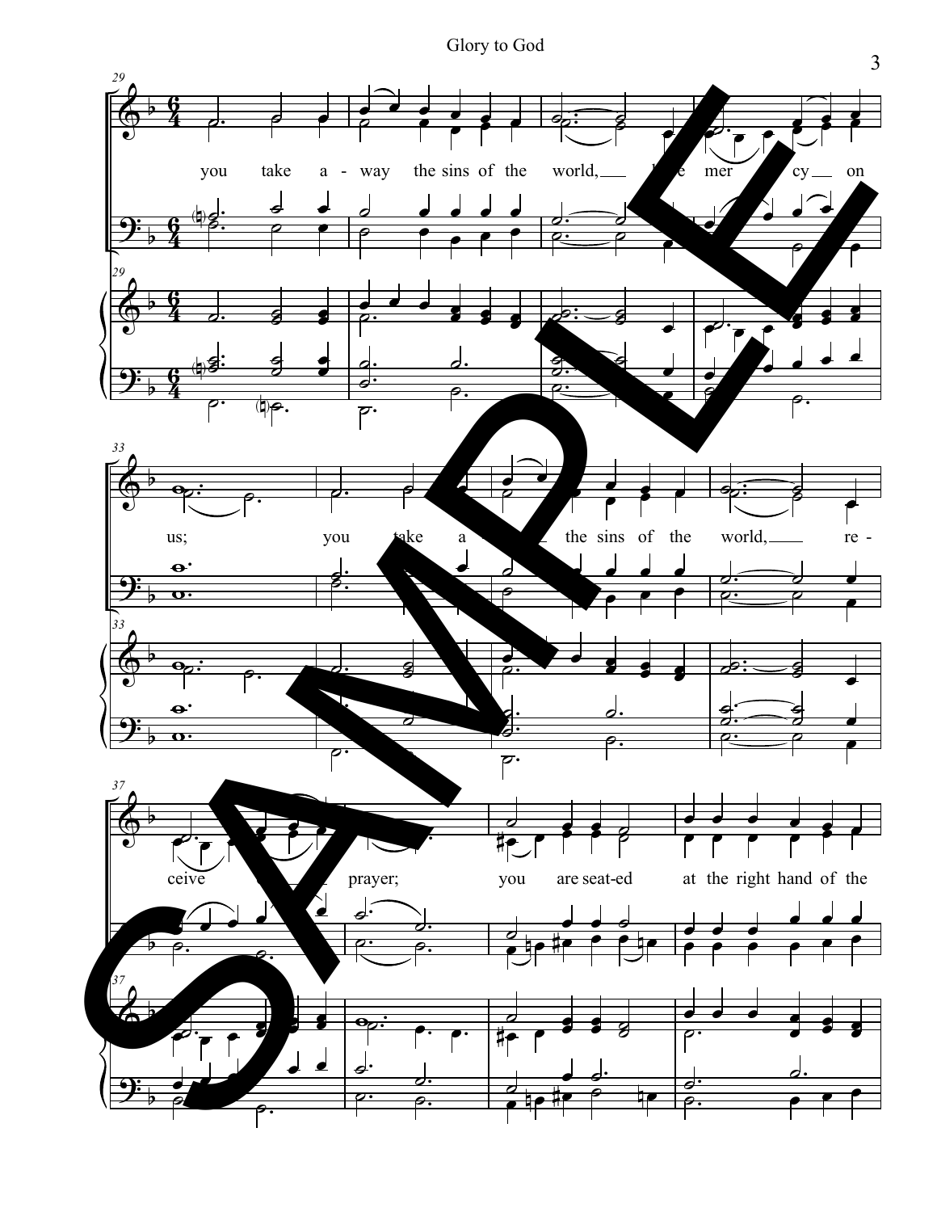you take a - way the sins of the world, have mer - cy on

us; you take a - way the sins of the world, re -

ceive our prayer; you are seat-ed at the right hand of the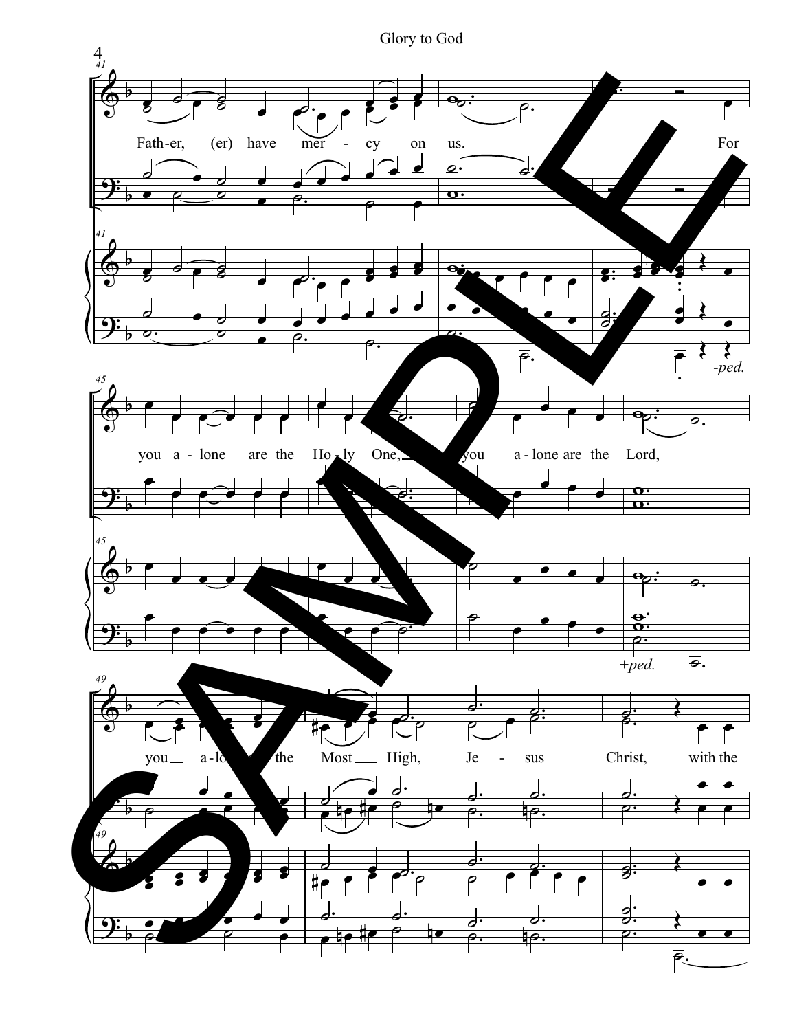Father, (er) have mercy on us. For

you alone are the Holy One, you alone are the Lord,

you alone the Most High, Jesus Christ, with the

-ped.

+ped.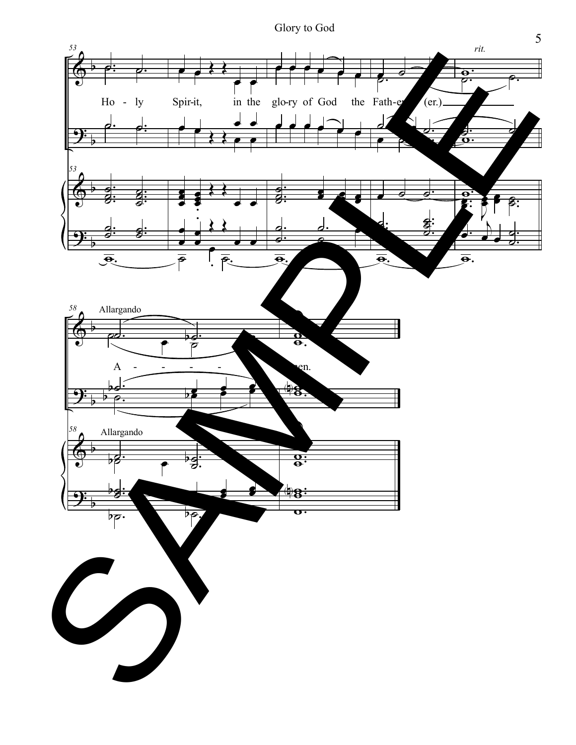53

*rit.*

Ho - ly Spir-it, in the glo-ry of God the Fath-er. (er.)

58

Allargando

A - - - - - men.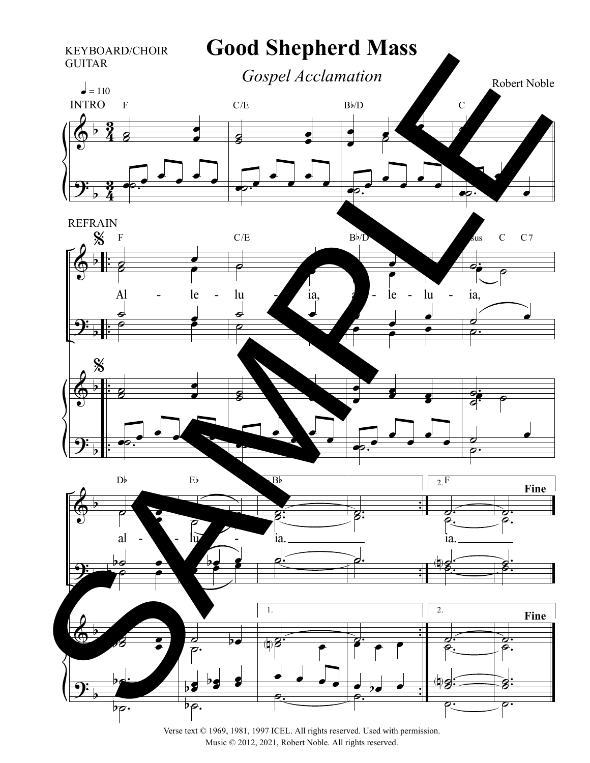KEYBOARD/CHOIR
GUITAR

# Good Shepherd Mass

*Gospel Acclamation*

Robert Noble

♩ = 110

INTRO F C/E B♭/D C

REFRAIN F C/E B♭/D sus C C7

Al - le - lu - ia, al - le - lu - ia,

D♭ E♭ B♭ 2. F Fine

al - lu - ia. ia.

1. 2. Fine

Verse text © 1969, 1981, 1997 ICEL. All rights reserved. Used with permission.
Music © 2012, 2021, Robert Noble. All rights reserved.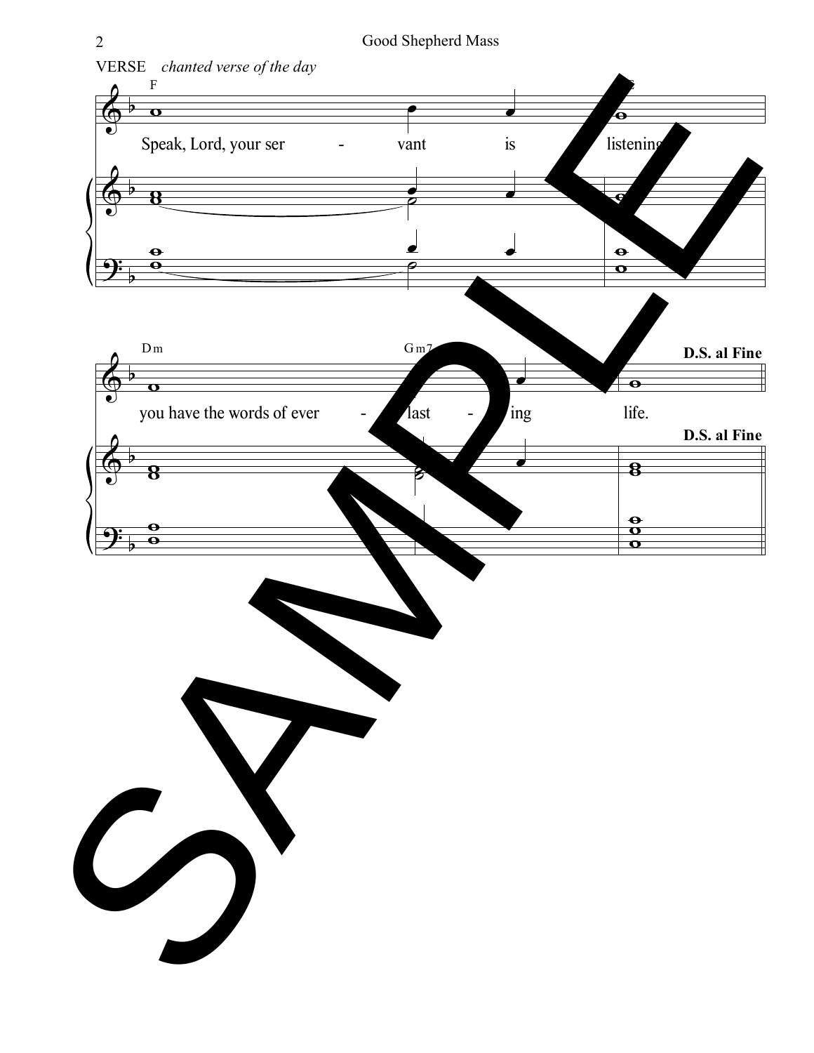VERSE *chanted verse of the day*

F

Speak, Lord, your ser - vant is listening;

Dm Gm7

you have the words of ever - last - ing life.

**D.S. al Fine**

**D.S. al Fine**